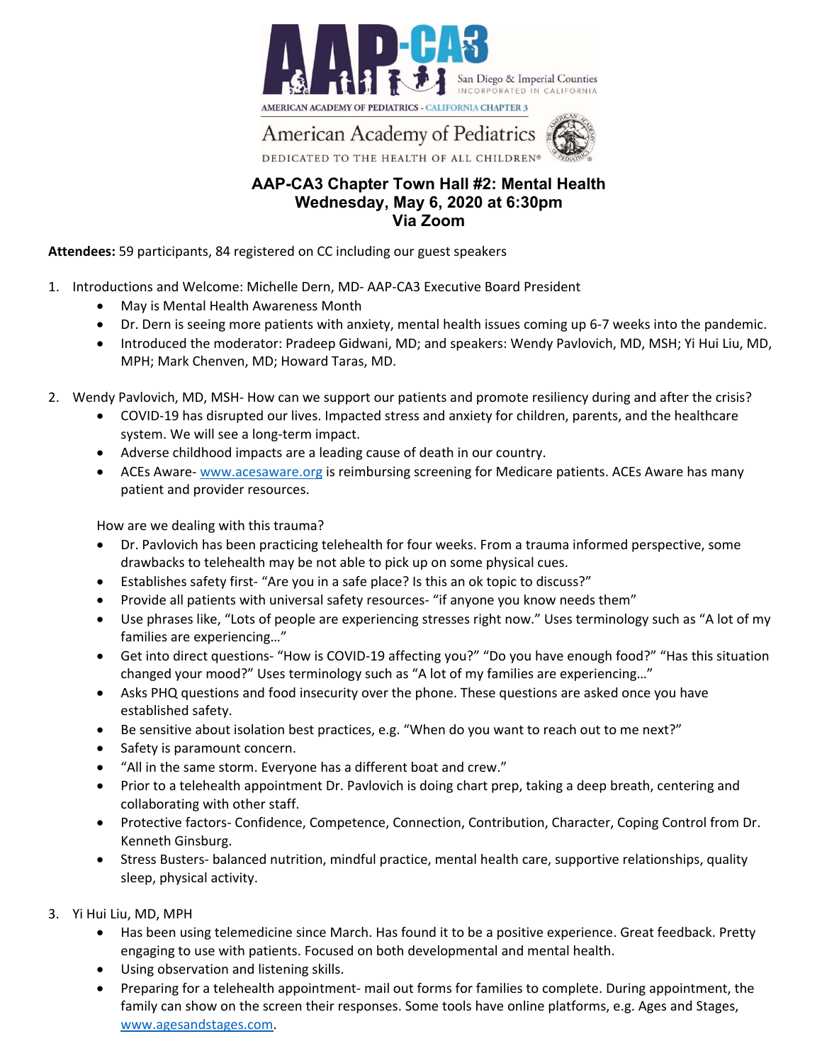AAP-CA3 San Diego & Imperial Counties INCORPORATED IN CALIFORNIA

AMERICAN ACADEMY OF PEDIATRICS - CALIFORNIA CHAPTER 3

American Academy of Pediatrics

DEDICATED TO THE HEALTH OF ALL CHILDREN®

# AAP-CA3 Chapter Town Hall #2: Mental Health
## Wednesday, May 6, 2020 at 6:30pm
## Via Zoom

**Attendees:** 59 participants, 84 registered on CC including our guest speakers

1. Introductions and Welcome: Michelle Dern, MD- AAP-CA3 Executive Board President
   - May is Mental Health Awareness Month
   - Dr. Dern is seeing more patients with anxiety, mental health issues coming up 6-7 weeks into the pandemic.
   - Introduced the moderator: Pradeep Gidwani, MD; and speakers: Wendy Pavlovich, MD, MSH; Yi Hui Liu, MD, MPH; Mark Chenven, MD; Howard Taras, MD.

2. Wendy Pavlovich, MD, MSH- How can we support our patients and promote resiliency during and after the crisis?
   - COVID-19 has disrupted our lives. Impacted stress and anxiety for children, parents, and the healthcare system. We will see a long-term impact.
   - Adverse childhood impacts are a leading cause of death in our country.
   - ACEs Aware- www.acesaware.org is reimbursing screening for Medicare patients. ACEs Aware has many patient and provider resources.

   How are we dealing with this trauma?
   - Dr. Pavlovich has been practicing telehealth for four weeks. From a trauma informed perspective, some drawbacks to telehealth may be not able to pick up on some physical cues.
   - Establishes safety first- "Are you in a safe place? Is this an ok topic to discuss?"
   - Provide all patients with universal safety resources- "if anyone you know needs them"
   - Use phrases like, "Lots of people are experiencing stresses right now." Uses terminology such as "A lot of my families are experiencing…"
   - Get into direct questions- "How is COVID-19 affecting you?" "Do you have enough food?" "Has this situation changed your mood?" Uses terminology such as "A lot of my families are experiencing…"
   - Asks PHQ questions and food insecurity over the phone. These questions are asked once you have established safety.
   - Be sensitive about isolation best practices, e.g. "When do you want to reach out to me next?"
   - Safety is paramount concern.
   - "All in the same storm. Everyone has a different boat and crew."
   - Prior to a telehealth appointment Dr. Pavlovich is doing chart prep, taking a deep breath, centering and collaborating with other staff.
   - Protective factors- Confidence, Competence, Connection, Contribution, Character, Coping Control from Dr. Kenneth Ginsburg.
   - Stress Busters- balanced nutrition, mindful practice, mental health care, supportive relationships, quality sleep, physical activity.

3. Yi Hui Liu, MD, MPH
   - Has been using telemedicine since March. Has found it to be a positive experience. Great feedback. Pretty engaging to use with patients. Focused on both developmental and mental health.
   - Using observation and listening skills.
   - Preparing for a telehealth appointment- mail out forms for families to complete. During appointment, the family can show on the screen their responses. Some tools have online platforms, e.g. Ages and Stages, www.agesandstages.com.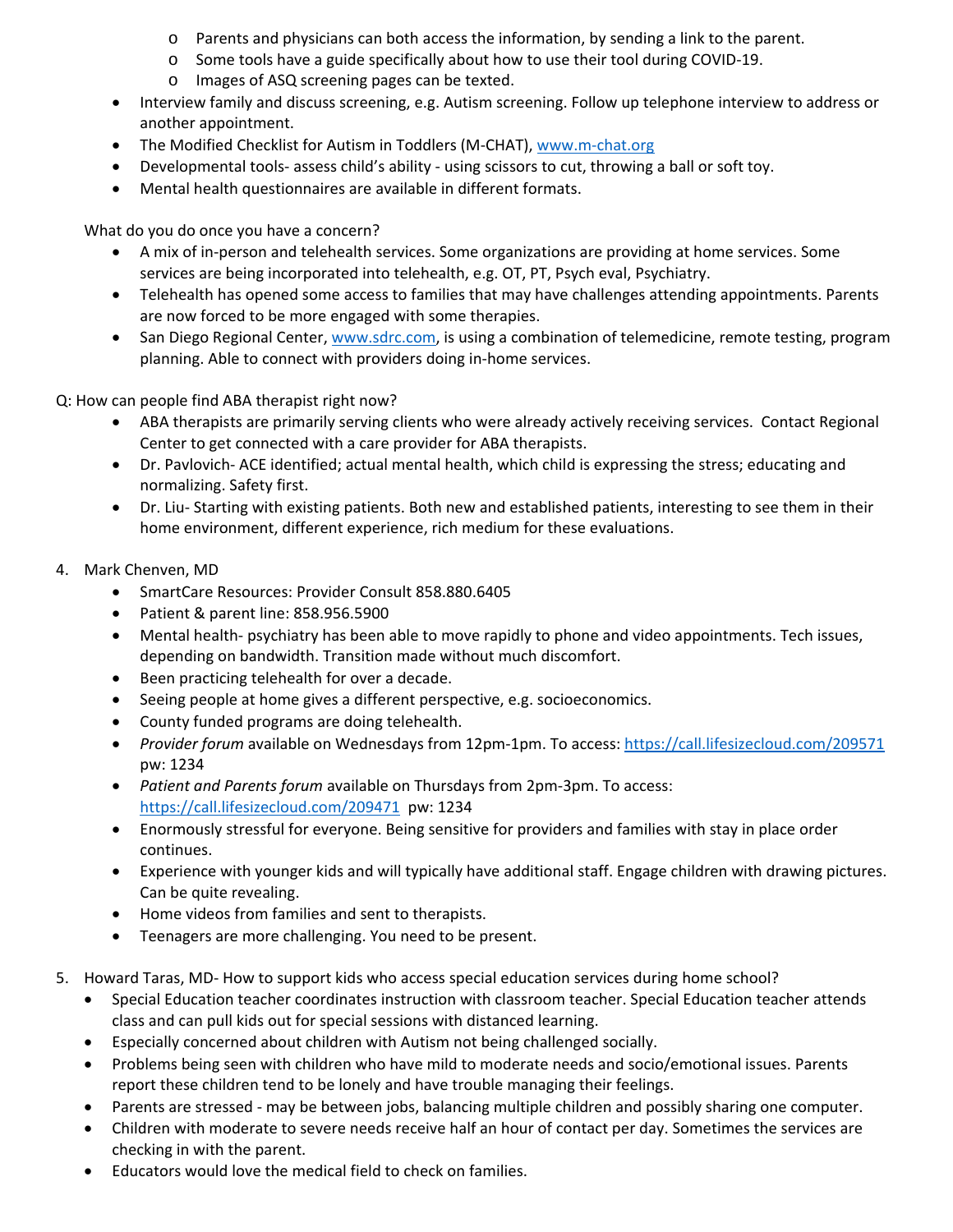- Parents and physicians can both access the information, by sending a link to the parent.
    - Some tools have a guide specifically about how to use their tool during COVID-19.
    - Images of ASQ screening pages can be texted.
- Interview family and discuss screening, e.g. Autism screening. Follow up telephone interview to address or another appointment.
- The Modified Checklist for Autism in Toddlers (M-CHAT), [www.m-chat.org](http://www.m-chat.org)
- Developmental tools- assess child's ability - using scissors to cut, throwing a ball or soft toy.
- Mental health questionnaires are available in different formats.

What do you do once you have a concern?

- A mix of in-person and telehealth services. Some organizations are providing at home services. Some services are being incorporated into telehealth, e.g. OT, PT, Psych eval, Psychiatry.
- Telehealth has opened some access to families that may have challenges attending appointments. Parents are now forced to be more engaged with some therapies.
- San Diego Regional Center, [www.sdrc.com](http://www.sdrc.com), is using a combination of telemedicine, remote testing, program planning. Able to connect with providers doing in-home services.

Q: How can people find ABA therapist right now?

- ABA therapists are primarily serving clients who were already actively receiving services. Contact Regional Center to get connected with a care provider for ABA therapists.
- Dr. Pavlovich- ACE identified; actual mental health, which child is expressing the stress; educating and normalizing. Safety first.
- Dr. Liu- Starting with existing patients. Both new and established patients, interesting to see them in their home environment, different experience, rich medium for these evaluations.

4. Mark Chenven, MD
    - SmartCare Resources: Provider Consult 858.880.6405
    - Patient & parent line: 858.956.5900
    - Mental health- psychiatry has been able to move rapidly to phone and video appointments. Tech issues, depending on bandwidth. Transition made without much discomfort.
    - Been practicing telehealth for over a decade.
    - Seeing people at home gives a different perspective, e.g. socioeconomics.
    - County funded programs are doing telehealth.
    - *Provider forum* available on Wednesdays from 12pm-1pm. To access: [https://call.lifesizecloud.com/209571](https://call.lifesizecloud.com/209571) pw: 1234
    - *Patient and Parents forum* available on Thursdays from 2pm-3pm. To access: [https://call.lifesizecloud.com/209471](https://call.lifesizecloud.com/209471) pw: 1234
    - Enormously stressful for everyone. Being sensitive for providers and families with stay in place order continues.
    - Experience with younger kids and will typically have additional staff. Engage children with drawing pictures. Can be quite revealing.
    - Home videos from families and sent to therapists.
    - Teenagers are more challenging. You need to be present.

5. Howard Taras, MD- How to support kids who access special education services during home school?
    - Special Education teacher coordinates instruction with classroom teacher. Special Education teacher attends class and can pull kids out for special sessions with distanced learning.
    - Especially concerned about children with Autism not being challenged socially.
    - Problems being seen with children who have mild to moderate needs and socio/emotional issues. Parents report these children tend to be lonely and have trouble managing their feelings.
    - Parents are stressed - may be between jobs, balancing multiple children and possibly sharing one computer.
    - Children with moderate to severe needs receive half an hour of contact per day. Sometimes the services are checking in with the parent.
    - Educators would love the medical field to check on families.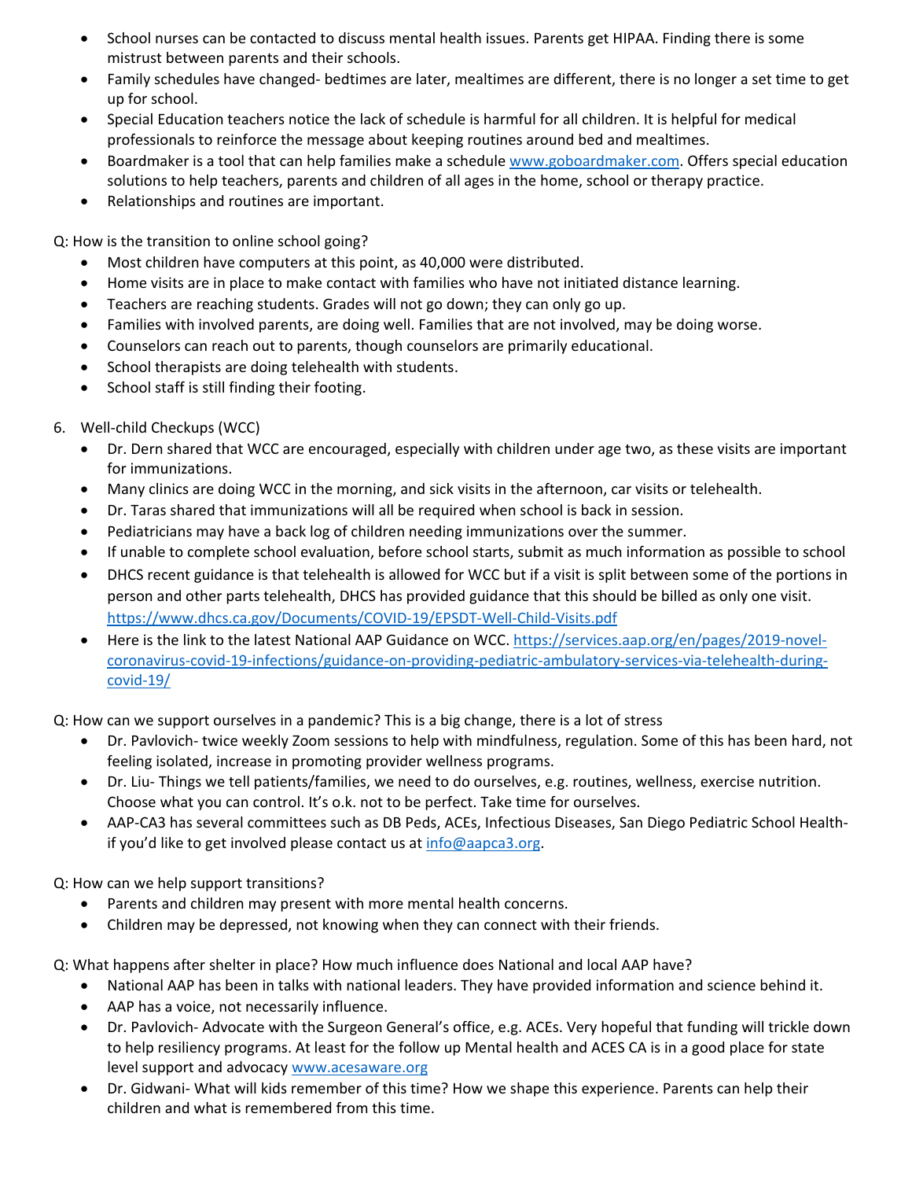- School nurses can be contacted to discuss mental health issues. Parents get HIPAA. Finding there is some mistrust between parents and their schools.
- Family schedules have changed- bedtimes are later, mealtimes are different, there is no longer a set time to get up for school.
- Special Education teachers notice the lack of schedule is harmful for all children. It is helpful for medical professionals to reinforce the message about keeping routines around bed and mealtimes.
- Boardmaker is a tool that can help families make a schedule www.goboardmaker.com. Offers special education solutions to help teachers, parents and children of all ages in the home, school or therapy practice.
- Relationships and routines are important.

Q: How is the transition to online school going?

- Most children have computers at this point, as 40,000 were distributed.
- Home visits are in place to make contact with families who have not initiated distance learning.
- Teachers are reaching students. Grades will not go down; they can only go up.
- Families with involved parents, are doing well. Families that are not involved, may be doing worse.
- Counselors can reach out to parents, though counselors are primarily educational.
- School therapists are doing telehealth with students.
- School staff is still finding their footing.

6. Well-child Checkups (WCC)
   - Dr. Dern shared that WCC are encouraged, especially with children under age two, as these visits are important for immunizations.
   - Many clinics are doing WCC in the morning, and sick visits in the afternoon, car visits or telehealth.
   - Dr. Taras shared that immunizations will all be required when school is back in session.
   - Pediatricians may have a back log of children needing immunizations over the summer.
   - If unable to complete school evaluation, before school starts, submit as much information as possible to school
   - DHCS recent guidance is that telehealth is allowed for WCC but if a visit is split between some of the portions in person and other parts telehealth, DHCS has provided guidance that this should be billed as only one visit. https://www.dhcs.ca.gov/Documents/COVID-19/EPSDT-Well-Child-Visits.pdf
   - Here is the link to the latest National AAP Guidance on WCC. https://services.aap.org/en/pages/2019-novel-coronavirus-covid-19-infections/guidance-on-providing-pediatric-ambulatory-services-via-telehealth-during-covid-19/

Q: How can we support ourselves in a pandemic? This is a big change, there is a lot of stress

- Dr. Pavlovich- twice weekly Zoom sessions to help with mindfulness, regulation. Some of this has been hard, not feeling isolated, increase in promoting provider wellness programs.
- Dr. Liu- Things we tell patients/families, we need to do ourselves, e.g. routines, wellness, exercise nutrition. Choose what you can control. It's o.k. not to be perfect. Take time for ourselves.
- AAP-CA3 has several committees such as DB Peds, ACEs, Infectious Diseases, San Diego Pediatric School Health- if you'd like to get involved please contact us at info@aapca3.org.

Q: How can we help support transitions?

- Parents and children may present with more mental health concerns.
- Children may be depressed, not knowing when they can connect with their friends.

Q: What happens after shelter in place? How much influence does National and local AAP have?

- National AAP has been in talks with national leaders. They have provided information and science behind it.
- AAP has a voice, not necessarily influence.
- Dr. Pavlovich- Advocate with the Surgeon General's office, e.g. ACEs. Very hopeful that funding will trickle down to help resiliency programs. At least for the follow up Mental health and ACES CA is in a good place for state level support and advocacy www.acesaware.org
- Dr. Gidwani- What will kids remember of this time? How we shape this experience. Parents can help their children and what is remembered from this time.